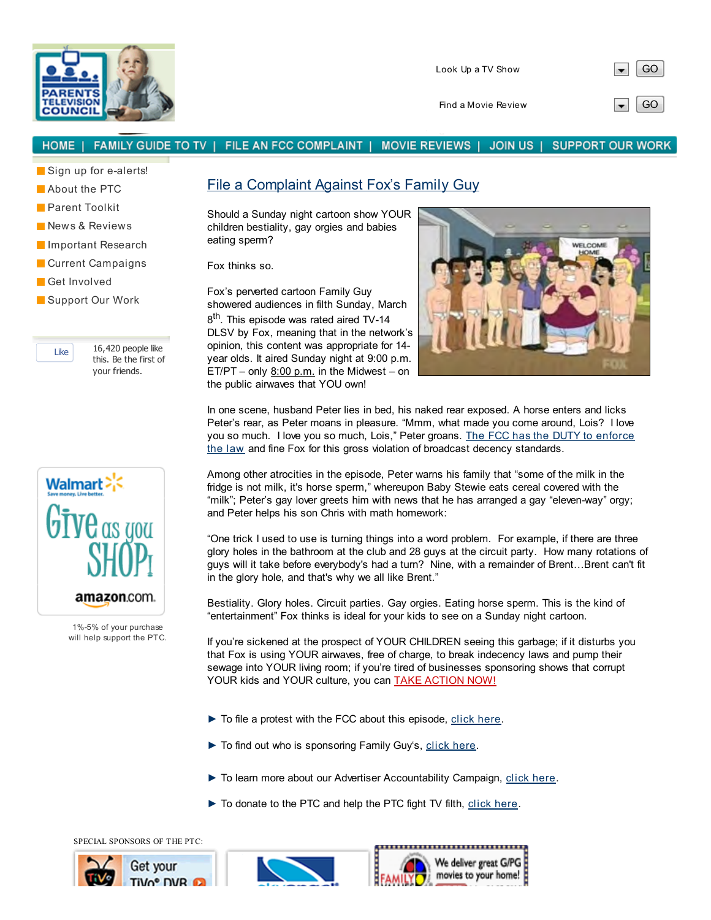Look Up a TV Show GO

Find a Movie Review GO

HOME | FAMILY GUIDE TO TV | FILE AN FCC COMPLAINT | MOVIE REVIEWS | JOIN US | SUPPORT OUR WORK

- Sign up for e-alerts!
- About the PTC
- Parent Toolkit
- News & Reviews
- Important Research
- Current Campaigns
- Get Involved
- Support Our Work

Like 16,420 people like this. Be the first of your friends.

# File a Complaint Against Fox's Family Guy

Should a Sunday night cartoon show YOUR children bestiality, gay orgies and babies eating sperm?

Fox thinks so.

Fox's perverted cartoon Family Guy showered audiences in filth Sunday, March 8th. This episode was rated aired TV-14 DLSV by Fox, meaning that in the network's opinion, this content was appropriate for 14-year olds. It aired Sunday night at 9:00 p.m. ET/PT – only 8:00 p.m. in the Midwest – on the public airwaves that YOU own!

In one scene, husband Peter lies in bed, his naked rear exposed. A horse enters and licks Peter's rear, as Peter moans in pleasure. "Mmm, what made you come around, Lois? I love you so much. I love you so much, Lois," Peter groans. The FCC has the DUTY to enforce the law and fine Fox for this gross violation of broadcast decency standards.

Among other atrocities in the episode, Peter warns his family that "some of the milk in the fridge is not milk, it's horse sperm," whereupon Baby Stewie eats cereal covered with the "milk"; Peter's gay lover greets him with news that he has arranged a gay "eleven-way" orgy; and Peter helps his son Chris with math homework:

"One trick I used to use is turning things into a word problem. For example, if there are three glory holes in the bathroom at the club and 28 guys at the circuit party. How many rotations of guys will it take before everybody's had a turn? Nine, with a remainder of Brent…Brent can't fit in the glory hole, and that's why we all like Brent."

Bestiality. Glory holes. Circuit parties. Gay orgies. Eating horse sperm. This is the kind of "entertainment" Fox thinks is ideal for your kids to see on a Sunday night cartoon.

If you're sickened at the prospect of YOUR CHILDREN seeing this garbage; if it disturbs you that Fox is using YOUR airwaves, free of charge, to break indecency laws and pump their sewage into YOUR living room; if you're tired of businesses sponsoring shows that corrupt YOUR kids and YOUR culture, you can TAKE ACTION NOW!

► To file a protest with the FCC about this episode, click here.

► To find out who is sponsoring Family Guy's, click here.

► To learn more about our Advertiser Accountability Campaign, click here.

► To donate to the PTC and help the PTC fight TV filth, click here.

Walmart Save money. Live better. Give as you SHOP! amazon.com

1%-5% of your purchase will help support the PTC.

SPECIAL SPONSORS OF THE PTC:

Get your TiVo® DVR

We deliver great G/PG movies to your home!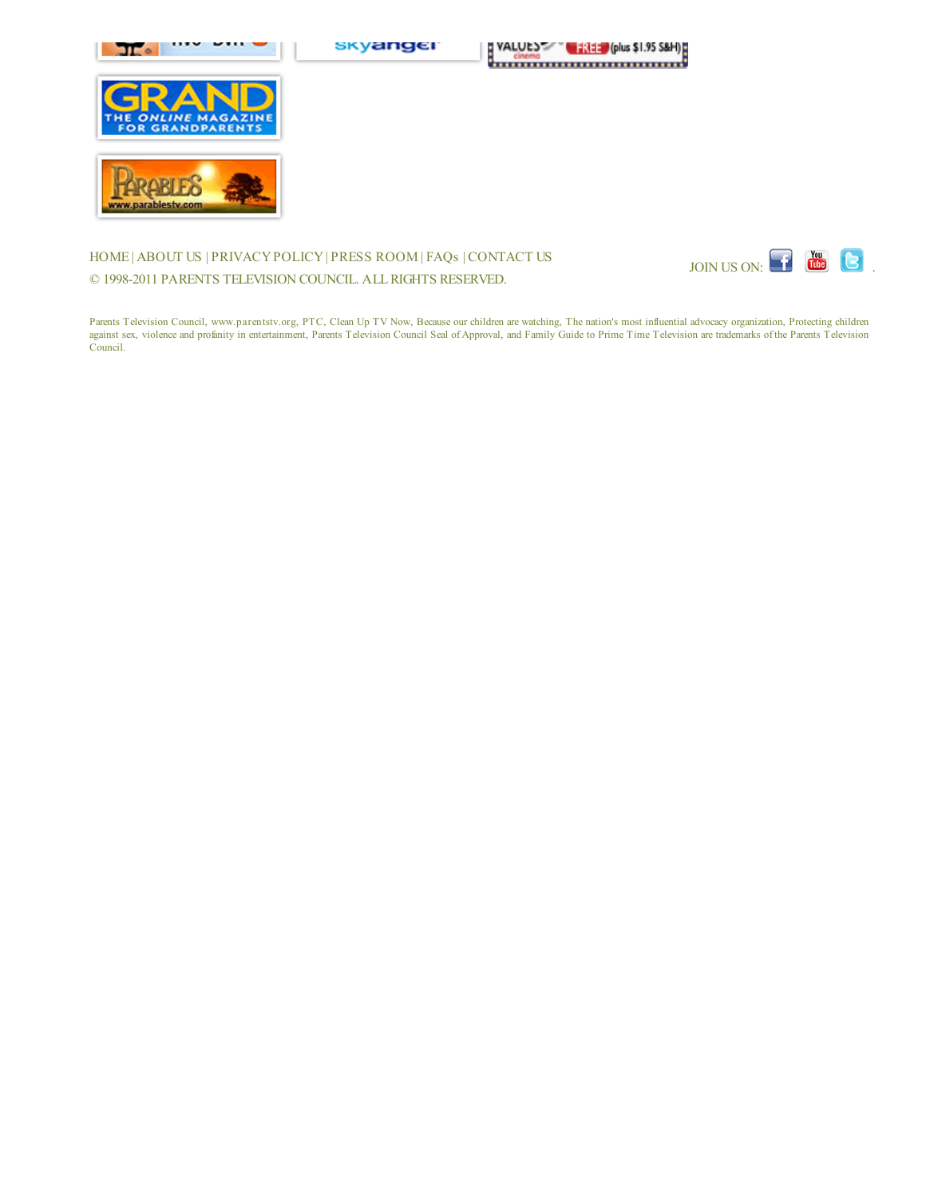HOME | ABOUT US | PRIVACY POLICY | PRESS ROOM | FAQs | CONTACT US

© 1998-2011 PARENTS TELEVISION COUNCIL. ALL RIGHTS RESERVED.

JOIN US ON: .

Parents Television Council, www.parentstv.org, PTC, Clean Up TV Now, Because our children are watching, The nation's most influential advocacy organization, Protecting children against sex, violence and profanity in entertainment, Parents Television Council Seal of Approval, and Family Guide to Prime Time Television are trademarks of the Parents Television Council.